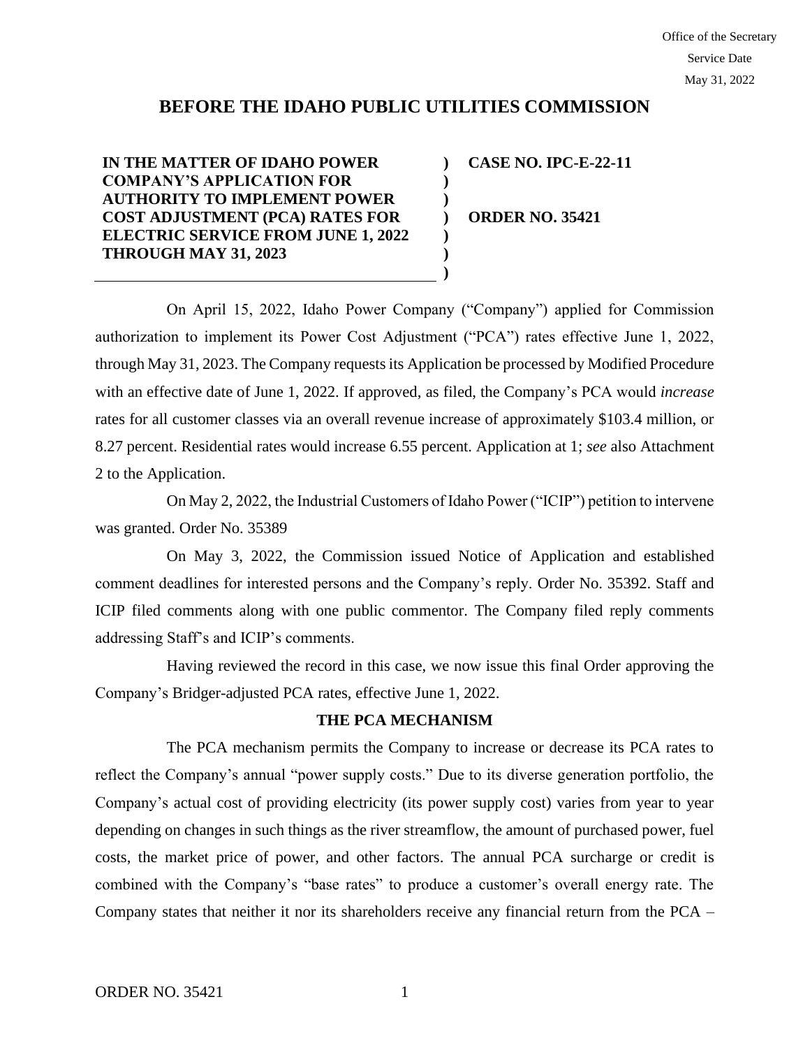Office of the Secretary
Service Date
May 31, 2022

# BEFORE THE IDAHO PUBLIC UTILITIES COMMISSION

| | | |
|---|---|---|
| **IN THE MATTER OF IDAHO POWER COMPANY'S APPLICATION FOR AUTHORITY TO IMPLEMENT POWER COST ADJUSTMENT (PCA) RATES FOR ELECTRIC SERVICE FROM JUNE 1, 2022 THROUGH MAY 31, 2023** | **)** | **CASE NO. IPC-E-22-11** <br><br> **ORDER NO. 35421** |

On April 15, 2022, Idaho Power Company ("Company") applied for Commission authorization to implement its Power Cost Adjustment ("PCA") rates effective June 1, 2022, through May 31, 2023. The Company requests its Application be processed by Modified Procedure with an effective date of June 1, 2022. If approved, as filed, the Company's PCA would *increase* rates for all customer classes via an overall revenue increase of approximately $103.4 million, or 8.27 percent. Residential rates would increase 6.55 percent. Application at 1; *see* also Attachment 2 to the Application.

On May 2, 2022, the Industrial Customers of Idaho Power ("ICIP") petition to intervene was granted. Order No. 35389

On May 3, 2022, the Commission issued Notice of Application and established comment deadlines for interested persons and the Company's reply. Order No. 35392. Staff and ICIP filed comments along with one public commentor. The Company filed reply comments addressing Staff's and ICIP's comments.

Having reviewed the record in this case, we now issue this final Order approving the Company's Bridger-adjusted PCA rates, effective June 1, 2022.

## THE PCA MECHANISM

The PCA mechanism permits the Company to increase or decrease its PCA rates to reflect the Company's annual "power supply costs." Due to its diverse generation portfolio, the Company's actual cost of providing electricity (its power supply cost) varies from year to year depending on changes in such things as the river streamflow, the amount of purchased power, fuel costs, the market price of power, and other factors. The annual PCA surcharge or credit is combined with the Company's "base rates" to produce a customer's overall energy rate. The Company states that neither it nor its shareholders receive any financial return from the PCA –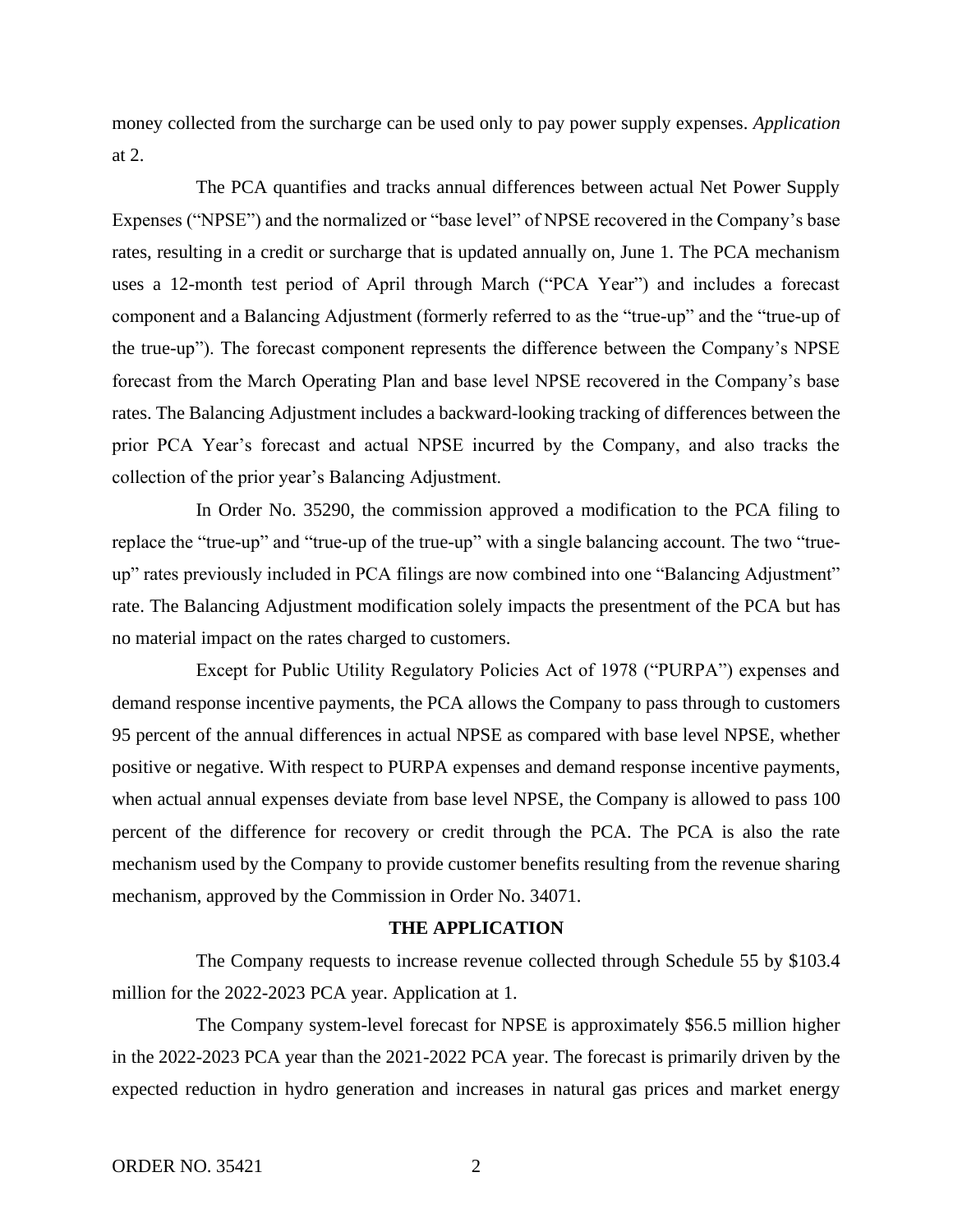money collected from the surcharge can be used only to pay power supply expenses. *Application* at 2.

The PCA quantifies and tracks annual differences between actual Net Power Supply Expenses ("NPSE") and the normalized or "base level" of NPSE recovered in the Company's base rates, resulting in a credit or surcharge that is updated annually on, June 1. The PCA mechanism uses a 12-month test period of April through March ("PCA Year") and includes a forecast component and a Balancing Adjustment (formerly referred to as the "true-up" and the "true-up of the true-up"). The forecast component represents the difference between the Company's NPSE forecast from the March Operating Plan and base level NPSE recovered in the Company's base rates. The Balancing Adjustment includes a backward-looking tracking of differences between the prior PCA Year's forecast and actual NPSE incurred by the Company, and also tracks the collection of the prior year's Balancing Adjustment.

In Order No. 35290, the commission approved a modification to the PCA filing to replace the "true-up" and "true-up of the true-up" with a single balancing account. The two "true-up" rates previously included in PCA filings are now combined into one "Balancing Adjustment" rate. The Balancing Adjustment modification solely impacts the presentment of the PCA but has no material impact on the rates charged to customers.

Except for Public Utility Regulatory Policies Act of 1978 ("PURPA") expenses and demand response incentive payments, the PCA allows the Company to pass through to customers 95 percent of the annual differences in actual NPSE as compared with base level NPSE, whether positive or negative. With respect to PURPA expenses and demand response incentive payments, when actual annual expenses deviate from base level NPSE, the Company is allowed to pass 100 percent of the difference for recovery or credit through the PCA. The PCA is also the rate mechanism used by the Company to provide customer benefits resulting from the revenue sharing mechanism, approved by the Commission in Order No. 34071.

**THE APPLICATION**

The Company requests to increase revenue collected through Schedule 55 by $103.4 million for the 2022-2023 PCA year. Application at 1.

The Company system-level forecast for NPSE is approximately $56.5 million higher in the 2022-2023 PCA year than the 2021-2022 PCA year. The forecast is primarily driven by the expected reduction in hydro generation and increases in natural gas prices and market energy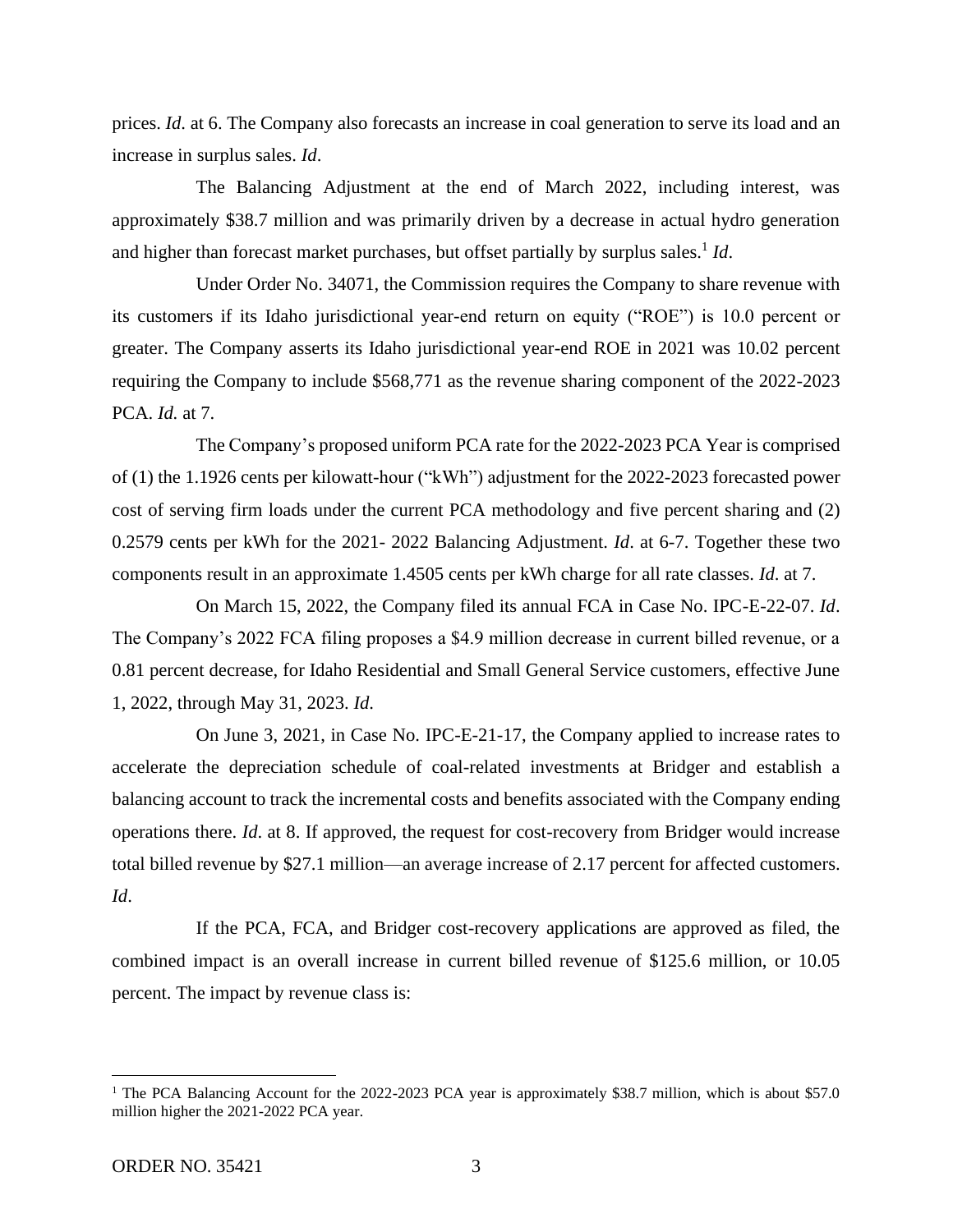prices. *Id*. at 6. The Company also forecasts an increase in coal generation to serve its load and an increase in surplus sales. *Id*.

The Balancing Adjustment at the end of March 2022, including interest, was approximately $38.7 million and was primarily driven by a decrease in actual hydro generation and higher than forecast market purchases, but offset partially by surplus sales.[1] *Id*.

Under Order No. 34071, the Commission requires the Company to share revenue with its customers if its Idaho jurisdictional year-end return on equity ("ROE") is 10.0 percent or greater. The Company asserts its Idaho jurisdictional year-end ROE in 2021 was 10.02 percent requiring the Company to include $568,771 as the revenue sharing component of the 2022-2023 PCA. *Id.* at 7.

The Company's proposed uniform PCA rate for the 2022-2023 PCA Year is comprised of (1) the 1.1926 cents per kilowatt-hour ("kWh") adjustment for the 2022-2023 forecasted power cost of serving firm loads under the current PCA methodology and five percent sharing and (2) 0.2579 cents per kWh for the 2021- 2022 Balancing Adjustment. *Id*. at 6-7. Together these two components result in an approximate 1.4505 cents per kWh charge for all rate classes. *Id*. at 7.

On March 15, 2022, the Company filed its annual FCA in Case No. IPC-E-22-07. *Id*. The Company's 2022 FCA filing proposes a $4.9 million decrease in current billed revenue, or a 0.81 percent decrease, for Idaho Residential and Small General Service customers, effective June 1, 2022, through May 31, 2023. *Id.*

On June 3, 2021, in Case No. IPC-E-21-17, the Company applied to increase rates to accelerate the depreciation schedule of coal-related investments at Bridger and establish a balancing account to track the incremental costs and benefits associated with the Company ending operations there. *Id*. at 8. If approved, the request for cost-recovery from Bridger would increase total billed revenue by $27.1 million—an average increase of 2.17 percent for affected customers. *Id*.

If the PCA, FCA, and Bridger cost-recovery applications are approved as filed, the combined impact is an overall increase in current billed revenue of $125.6 million, or 10.05 percent. The impact by revenue class is:

[1] The PCA Balancing Account for the 2022-2023 PCA year is approximately $38.7 million, which is about $57.0 million higher the 2021-2022 PCA year.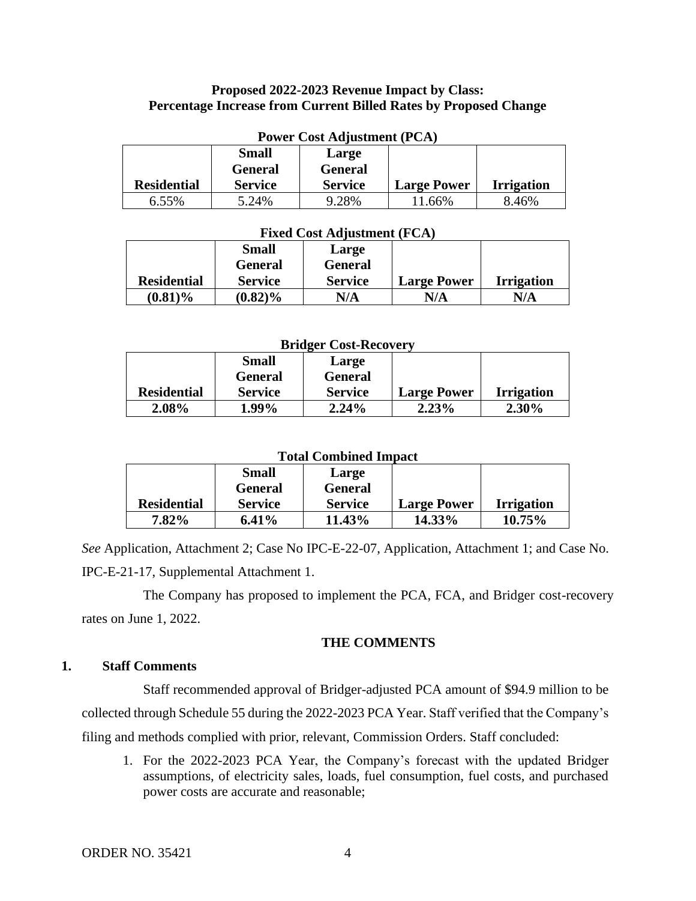**Proposed 2022-2023 Revenue Impact by Class:**
**Percentage Increase from Current Billed Rates by Proposed Change**

**Power Cost Adjustment (PCA)**

| Residential | Small General Service | Large General Service | Large Power | Irrigation |
|---|---|---|---|---|
| 6.55% | 5.24% | 9.28% | 11.66% | 8.46% |

**Fixed Cost Adjustment (FCA)**

| Residential | Small General Service | Large General Service | Large Power | Irrigation |
|---|---|---|---|---|
| **(0.81)%** | **(0.82)%** | **N/A** | **N/A** | **N/A** |

**Bridger Cost-Recovery**

| Residential | Small General Service | Large General Service | Large Power | Irrigation |
|---|---|---|---|---|
| **2.08%** | **1.99%** | **2.24%** | **2.23%** | **2.30%** |

**Total Combined Impact**

| Residential | Small General Service | Large General Service | Large Power | Irrigation |
|---|---|---|---|---|
| **7.82%** | **6.41%** | **11.43%** | **14.33%** | **10.75%** |

*See* Application, Attachment 2; Case No IPC-E-22-07, Application, Attachment 1; and Case No. IPC-E-21-17, Supplemental Attachment 1.

The Company has proposed to implement the PCA, FCA, and Bridger cost-recovery rates on June 1, 2022.

**THE COMMENTS**

**1. Staff Comments**

Staff recommended approval of Bridger-adjusted PCA amount of $94.9 million to be collected through Schedule 55 during the 2022-2023 PCA Year. Staff verified that the Company's filing and methods complied with prior, relevant, Commission Orders. Staff concluded:

1. For the 2022-2023 PCA Year, the Company's forecast with the updated Bridger assumptions, of electricity sales, loads, fuel consumption, fuel costs, and purchased power costs are accurate and reasonable;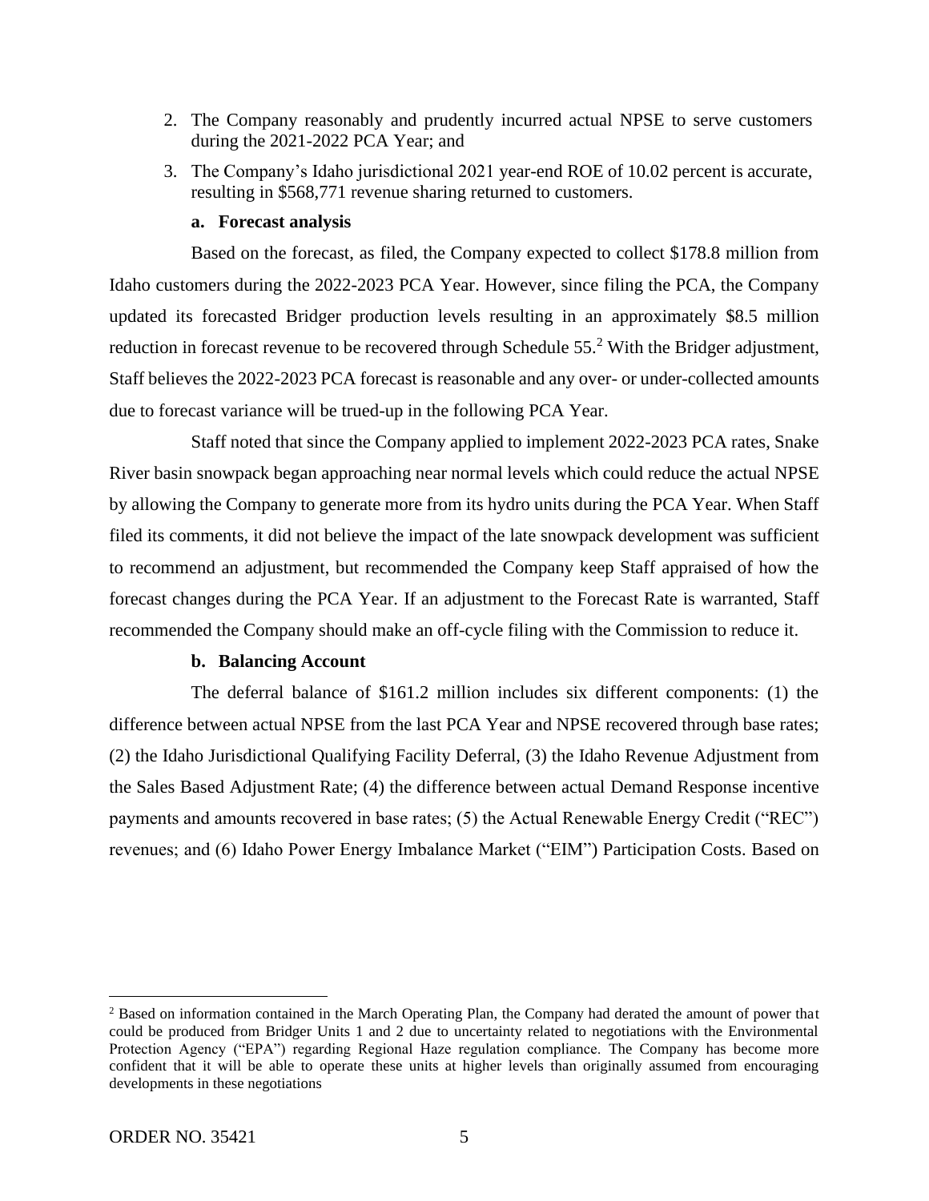2. The Company reasonably and prudently incurred actual NPSE to serve customers during the 2021-2022 PCA Year; and
3. The Company's Idaho jurisdictional 2021 year-end ROE of 10.02 percent is accurate, resulting in $568,771 revenue sharing returned to customers.

**a. Forecast analysis**

Based on the forecast, as filed, the Company expected to collect $178.8 million from Idaho customers during the 2022-2023 PCA Year. However, since filing the PCA, the Company updated its forecasted Bridger production levels resulting in an approximately $8.5 million reduction in forecast revenue to be recovered through Schedule 55.[2] With the Bridger adjustment, Staff believes the 2022-2023 PCA forecast is reasonable and any over- or under-collected amounts due to forecast variance will be trued-up in the following PCA Year.

Staff noted that since the Company applied to implement 2022-2023 PCA rates, Snake River basin snowpack began approaching near normal levels which could reduce the actual NPSE by allowing the Company to generate more from its hydro units during the PCA Year. When Staff filed its comments, it did not believe the impact of the late snowpack development was sufficient to recommend an adjustment, but recommended the Company keep Staff appraised of how the forecast changes during the PCA Year. If an adjustment to the Forecast Rate is warranted, Staff recommended the Company should make an off-cycle filing with the Commission to reduce it.

**b. Balancing Account**

The deferral balance of $161.2 million includes six different components: (1) the difference between actual NPSE from the last PCA Year and NPSE recovered through base rates; (2) the Idaho Jurisdictional Qualifying Facility Deferral, (3) the Idaho Revenue Adjustment from the Sales Based Adjustment Rate; (4) the difference between actual Demand Response incentive payments and amounts recovered in base rates; (5) the Actual Renewable Energy Credit ("REC") revenues; and (6) Idaho Power Energy Imbalance Market ("EIM") Participation Costs. Based on

---

[2] Based on information contained in the March Operating Plan, the Company had derated the amount of power that could be produced from Bridger Units 1 and 2 due to uncertainty related to negotiations with the Environmental Protection Agency ("EPA") regarding Regional Haze regulation compliance. The Company has become more confident that it will be able to operate these units at higher levels than originally assumed from encouraging developments in these negotiations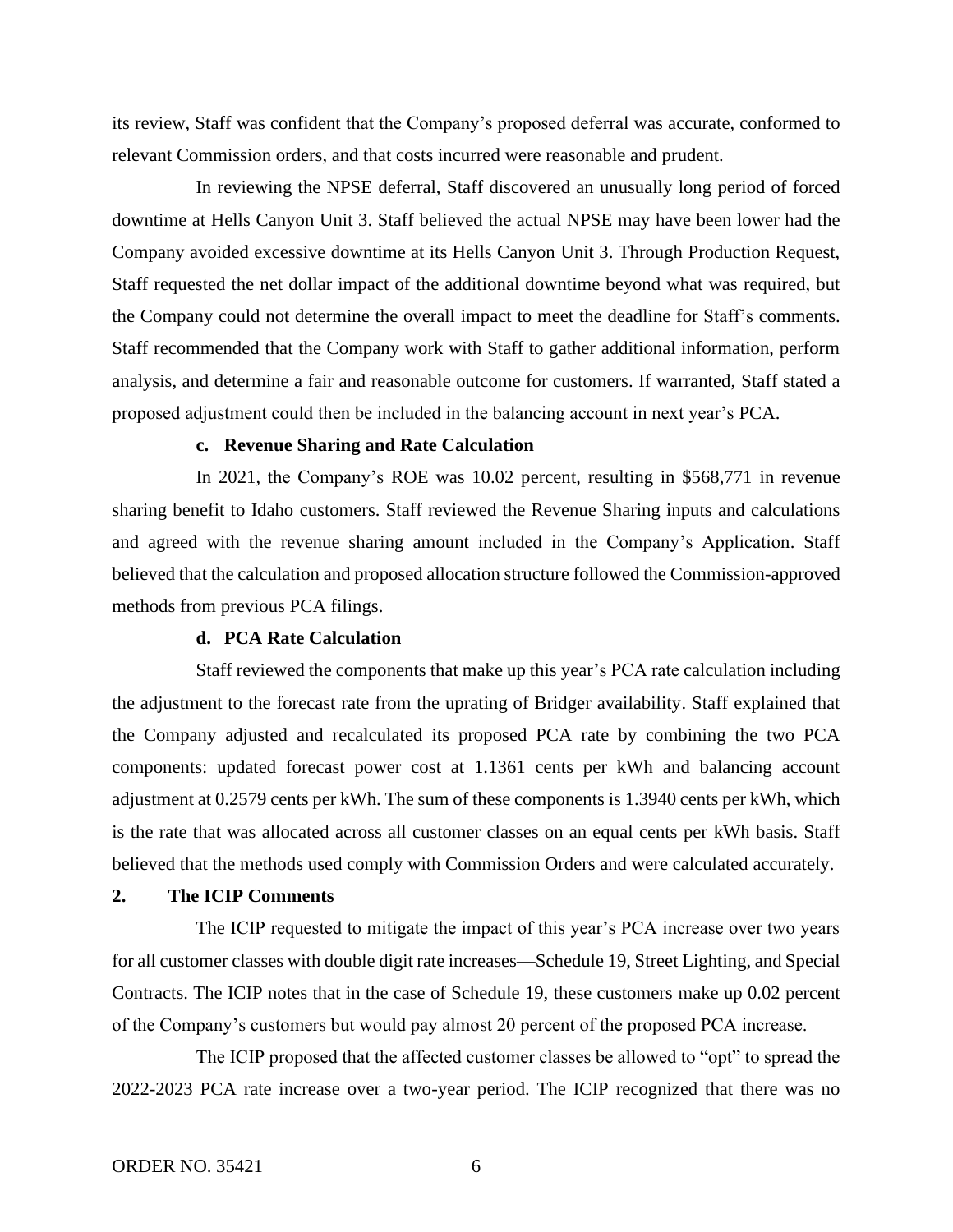its review, Staff was confident that the Company's proposed deferral was accurate, conformed to relevant Commission orders, and that costs incurred were reasonable and prudent.

In reviewing the NPSE deferral, Staff discovered an unusually long period of forced downtime at Hells Canyon Unit 3. Staff believed the actual NPSE may have been lower had the Company avoided excessive downtime at its Hells Canyon Unit 3. Through Production Request, Staff requested the net dollar impact of the additional downtime beyond what was required, but the Company could not determine the overall impact to meet the deadline for Staff's comments. Staff recommended that the Company work with Staff to gather additional information, perform analysis, and determine a fair and reasonable outcome for customers. If warranted, Staff stated a proposed adjustment could then be included in the balancing account in next year's PCA.

**c. Revenue Sharing and Rate Calculation**

In 2021, the Company's ROE was 10.02 percent, resulting in $568,771 in revenue sharing benefit to Idaho customers. Staff reviewed the Revenue Sharing inputs and calculations and agreed with the revenue sharing amount included in the Company's Application. Staff believed that the calculation and proposed allocation structure followed the Commission-approved methods from previous PCA filings.

**d. PCA Rate Calculation**

Staff reviewed the components that make up this year's PCA rate calculation including the adjustment to the forecast rate from the uprating of Bridger availability. Staff explained that the Company adjusted and recalculated its proposed PCA rate by combining the two PCA components: updated forecast power cost at 1.1361 cents per kWh and balancing account adjustment at 0.2579 cents per kWh. The sum of these components is 1.3940 cents per kWh, which is the rate that was allocated across all customer classes on an equal cents per kWh basis. Staff believed that the methods used comply with Commission Orders and were calculated accurately.

**2. The ICIP Comments**

The ICIP requested to mitigate the impact of this year's PCA increase over two years for all customer classes with double digit rate increases—Schedule 19, Street Lighting, and Special Contracts. The ICIP notes that in the case of Schedule 19, these customers make up 0.02 percent of the Company's customers but would pay almost 20 percent of the proposed PCA increase.

The ICIP proposed that the affected customer classes be allowed to "opt" to spread the 2022-2023 PCA rate increase over a two-year period. The ICIP recognized that there was no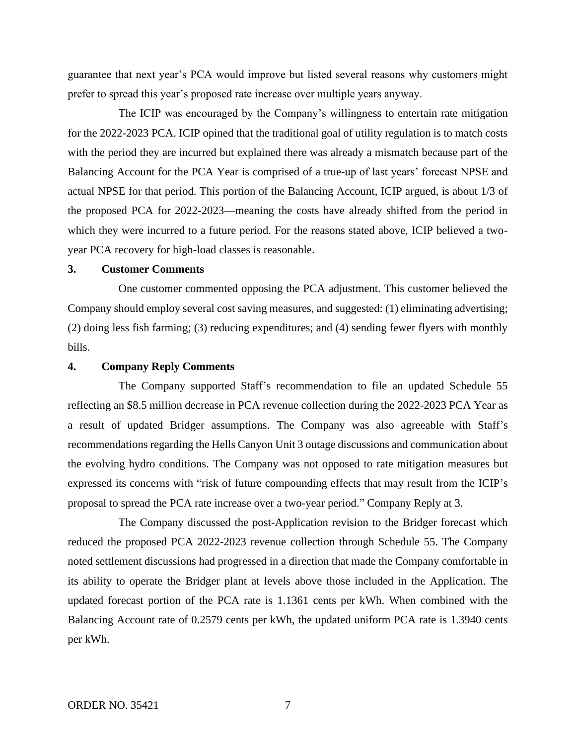guarantee that next year's PCA would improve but listed several reasons why customers might prefer to spread this year's proposed rate increase over multiple years anyway.

The ICIP was encouraged by the Company's willingness to entertain rate mitigation for the 2022-2023 PCA. ICIP opined that the traditional goal of utility regulation is to match costs with the period they are incurred but explained there was already a mismatch because part of the Balancing Account for the PCA Year is comprised of a true-up of last years' forecast NPSE and actual NPSE for that period. This portion of the Balancing Account, ICIP argued, is about 1/3 of the proposed PCA for 2022-2023—meaning the costs have already shifted from the period in which they were incurred to a future period. For the reasons stated above, ICIP believed a two-year PCA recovery for high-load classes is reasonable.

### 3. Customer Comments

One customer commented opposing the PCA adjustment. This customer believed the Company should employ several cost saving measures, and suggested: (1) eliminating advertising; (2) doing less fish farming; (3) reducing expenditures; and (4) sending fewer flyers with monthly bills.

### 4. Company Reply Comments

The Company supported Staff's recommendation to file an updated Schedule 55 reflecting an \$8.5 million decrease in PCA revenue collection during the 2022-2023 PCA Year as a result of updated Bridger assumptions. The Company was also agreeable with Staff's recommendations regarding the Hells Canyon Unit 3 outage discussions and communication about the evolving hydro conditions. The Company was not opposed to rate mitigation measures but expressed its concerns with "risk of future compounding effects that may result from the ICIP's proposal to spread the PCA rate increase over a two-year period." Company Reply at 3.

The Company discussed the post-Application revision to the Bridger forecast which reduced the proposed PCA 2022-2023 revenue collection through Schedule 55. The Company noted settlement discussions had progressed in a direction that made the Company comfortable in its ability to operate the Bridger plant at levels above those included in the Application. The updated forecast portion of the PCA rate is 1.1361 cents per kWh. When combined with the Balancing Account rate of 0.2579 cents per kWh, the updated uniform PCA rate is 1.3940 cents per kWh.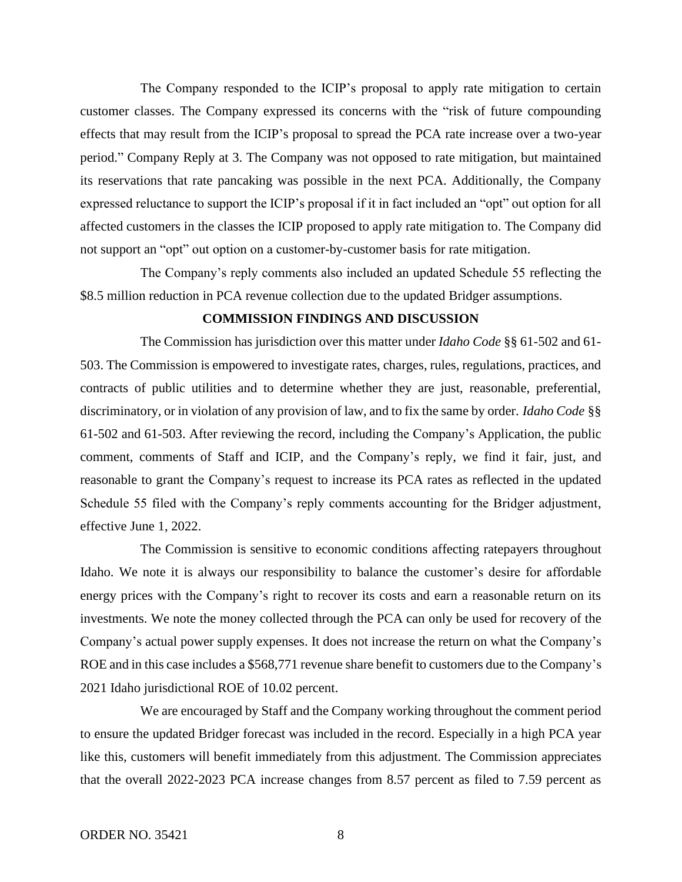The Company responded to the ICIP's proposal to apply rate mitigation to certain customer classes. The Company expressed its concerns with the "risk of future compounding effects that may result from the ICIP's proposal to spread the PCA rate increase over a two-year period." Company Reply at 3. The Company was not opposed to rate mitigation, but maintained its reservations that rate pancaking was possible in the next PCA. Additionally, the Company expressed reluctance to support the ICIP's proposal if it in fact included an "opt" out option for all affected customers in the classes the ICIP proposed to apply rate mitigation to. The Company did not support an "opt" out option on a customer-by-customer basis for rate mitigation.

The Company's reply comments also included an updated Schedule 55 reflecting the $8.5 million reduction in PCA revenue collection due to the updated Bridger assumptions.

## COMMISSION FINDINGS AND DISCUSSION

The Commission has jurisdiction over this matter under *Idaho Code* §§ 61-502 and 61-503. The Commission is empowered to investigate rates, charges, rules, regulations, practices, and contracts of public utilities and to determine whether they are just, reasonable, preferential, discriminatory, or in violation of any provision of law, and to fix the same by order. *Idaho Code* §§ 61-502 and 61-503. After reviewing the record, including the Company's Application, the public comment, comments of Staff and ICIP, and the Company's reply, we find it fair, just, and reasonable to grant the Company's request to increase its PCA rates as reflected in the updated Schedule 55 filed with the Company's reply comments accounting for the Bridger adjustment, effective June 1, 2022.

The Commission is sensitive to economic conditions affecting ratepayers throughout Idaho. We note it is always our responsibility to balance the customer's desire for affordable energy prices with the Company's right to recover its costs and earn a reasonable return on its investments. We note the money collected through the PCA can only be used for recovery of the Company's actual power supply expenses. It does not increase the return on what the Company's ROE and in this case includes a $568,771 revenue share benefit to customers due to the Company's 2021 Idaho jurisdictional ROE of 10.02 percent.

We are encouraged by Staff and the Company working throughout the comment period to ensure the updated Bridger forecast was included in the record. Especially in a high PCA year like this, customers will benefit immediately from this adjustment. The Commission appreciates that the overall 2022-2023 PCA increase changes from 8.57 percent as filed to 7.59 percent as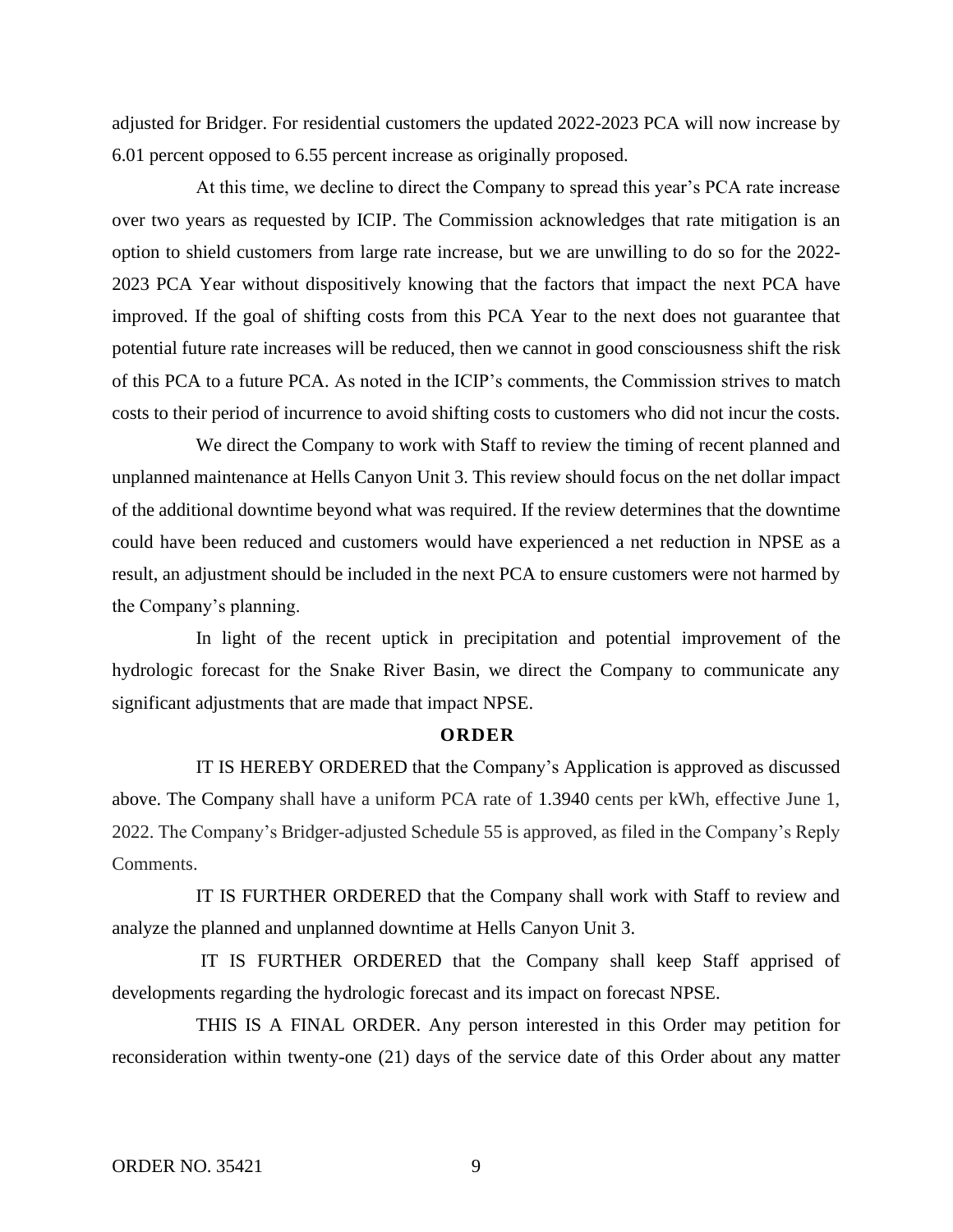adjusted for Bridger. For residential customers the updated 2022-2023 PCA will now increase by 6.01 percent opposed to 6.55 percent increase as originally proposed.

At this time, we decline to direct the Company to spread this year's PCA rate increase over two years as requested by ICIP. The Commission acknowledges that rate mitigation is an option to shield customers from large rate increase, but we are unwilling to do so for the 2022-2023 PCA Year without dispositively knowing that the factors that impact the next PCA have improved. If the goal of shifting costs from this PCA Year to the next does not guarantee that potential future rate increases will be reduced, then we cannot in good consciousness shift the risk of this PCA to a future PCA. As noted in the ICIP's comments, the Commission strives to match costs to their period of incurrence to avoid shifting costs to customers who did not incur the costs.

We direct the Company to work with Staff to review the timing of recent planned and unplanned maintenance at Hells Canyon Unit 3. This review should focus on the net dollar impact of the additional downtime beyond what was required. If the review determines that the downtime could have been reduced and customers would have experienced a net reduction in NPSE as a result, an adjustment should be included in the next PCA to ensure customers were not harmed by the Company's planning.

In light of the recent uptick in precipitation and potential improvement of the hydrologic forecast for the Snake River Basin, we direct the Company to communicate any significant adjustments that are made that impact NPSE.

## ORDER

IT IS HEREBY ORDERED that the Company's Application is approved as discussed above. The Company shall have a uniform PCA rate of 1.3940 cents per kWh, effective June 1, 2022. The Company's Bridger-adjusted Schedule 55 is approved, as filed in the Company's Reply Comments.

IT IS FURTHER ORDERED that the Company shall work with Staff to review and analyze the planned and unplanned downtime at Hells Canyon Unit 3.

IT IS FURTHER ORDERED that the Company shall keep Staff apprised of developments regarding the hydrologic forecast and its impact on forecast NPSE.

THIS IS A FINAL ORDER. Any person interested in this Order may petition for reconsideration within twenty-one (21) days of the service date of this Order about any matter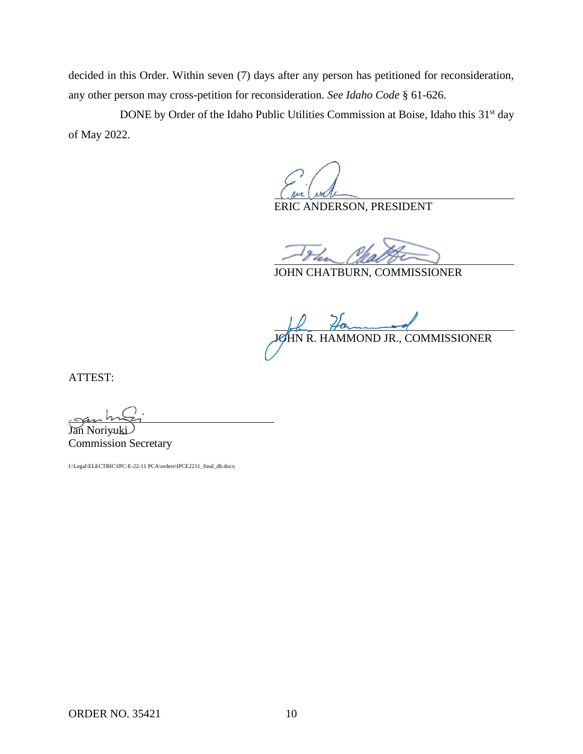decided in this Order. Within seven (7) days after any person has petitioned for reconsideration, any other person may cross-petition for reconsideration. *See Idaho Code* § 61-626.

DONE by Order of the Idaho Public Utilities Commission at Boise, Idaho this 31st day of May 2022.

ERIC ANDERSON, PRESIDENT

JOHN CHATBURN, COMMISSIONER

JOHN R. HAMMOND JR., COMMISSIONER

ATTEST:

Jan Noriyuki
Commission Secretary

I:\Legal\ELECTRIC\IPC-E-22-11 PCA\orders\IPCE2211_final_dh.docx

ORDER NO. 35421